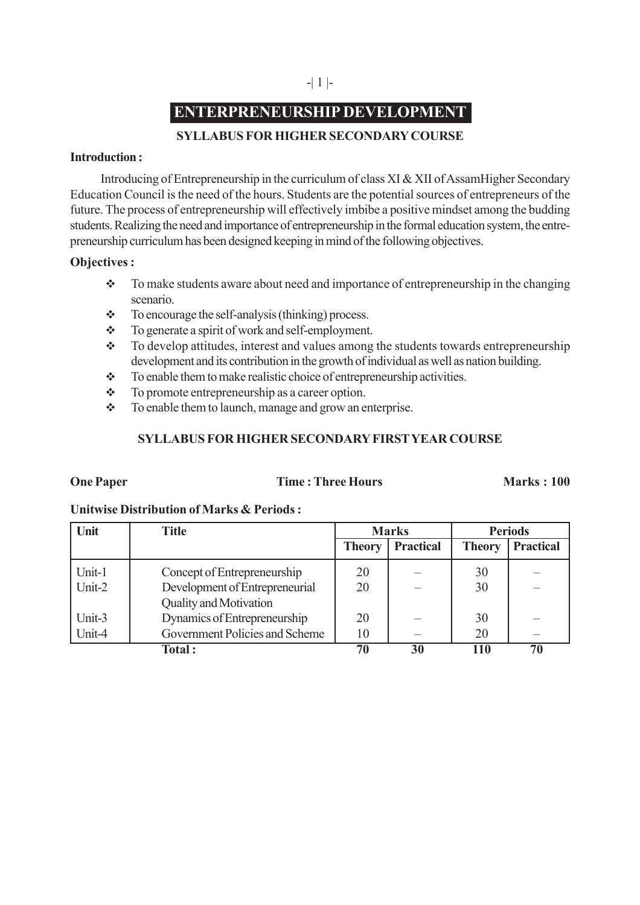# ENTERPRENEURSHIP DEVELOPMENT

## SYLLABUS FOR HIGHER SECONDARY COURSE

**Introduction :**

Introducing of Entrepreneurship in the curriculum of class XI & XII of AssamHigher Secondary Education Council is the need of the hours. Students are the potential sources of entrepreneurs of the future. The process of entrepreneurship will effectively imbibe a positive mindset among the budding students. Realizing the need and importance of entrepreneurship in the formal education system, the entrepreneurship curriculum has been designed keeping in mind of the following objectives.

**Objectives :**

- To make students aware about need and importance of entrepreneurship in the changing scenario.
- To encourage the self-analysis (thinking) process.
- To generate a spirit of work and self-employment.
- To develop attitudes, interest and values among the students towards entrepreneurship development and its contribution in the growth of individual as well as nation building.
- To enable them to make realistic choice of entrepreneurship activities.
- To promote entrepreneurship as a career option.
- To enable them to launch, manage and grow an enterprise.

### SYLLABUS FOR HIGHER SECONDARY FIRST YEAR COURSE

**One Paper** **Time : Three Hours** **Marks : 100**

**Unitwise Distribution of Marks & Periods :**

| Unit | Title | Marks | | Periods | |
|---|---|---|---|---|---|
| | | Theory | Practical | Theory | Practical |
| Unit-1 | Concept of Entrepreneurship | 20 | – | 30 | – |
| Unit-2 | Development of Entrepreneurial Quality and Motivation | 20 | – | 30 | – |
| Unit-3 | Dynamics of Entrepreneurship | 20 | – | 30 | – |
| Unit-4 | Government Policies and Scheme | 10 | – | 20 | – |
| | **Total :** | **70** | **30** | **110** | **70** |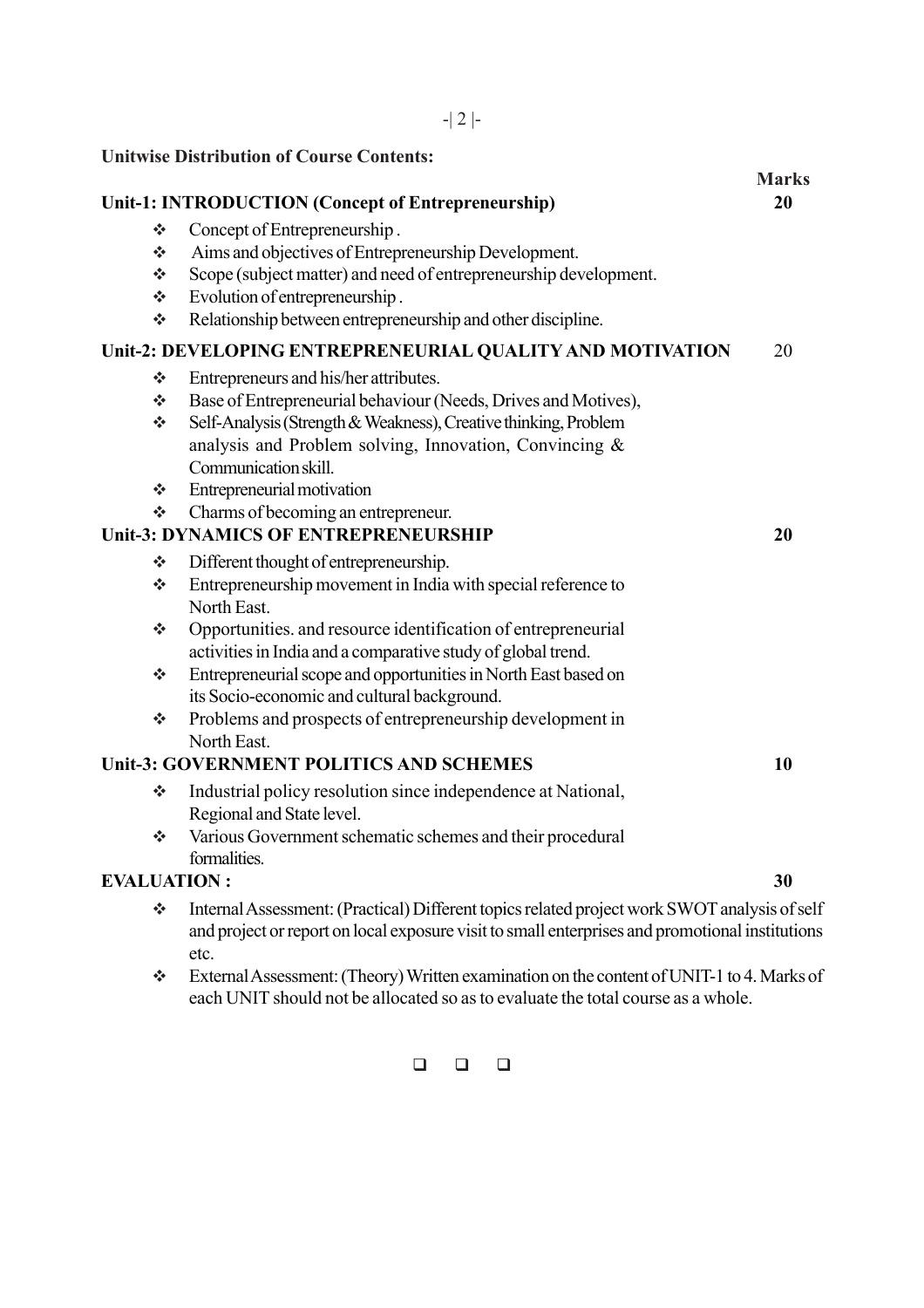**Unitwise Distribution of Course Contents:**

**Marks**

**Unit-1: INTRODUCTION (Concept of Entrepreneurship)** **20**

- Concept of Entrepreneurship .
- Aims and objectives of Entrepreneurship Development.
- Scope (subject matter) and need of entrepreneurship development.
- Evolution of entrepreneurship .
- Relationship between entrepreneurship and other discipline.

**Unit-2: DEVELOPING ENTREPRENEURIAL QUALITY AND MOTIVATION** 20

- Entrepreneurs and his/her attributes.
- Base of Entrepreneurial behaviour (Needs, Drives and Motives),
- Self-Analysis (Strength & Weakness), Creative thinking, Problem analysis and Problem solving, Innovation, Convincing & Communication skill.
- Entrepreneurial motivation
- Charms of becoming an entrepreneur.

**Unit-3: DYNAMICS OF ENTREPRENEURSHIP** **20**

- Different thought of entrepreneurship.
- Entrepreneurship movement in India with special reference to North East.
- Opportunities. and resource identification of entrepreneurial activities in India and a comparative study of global trend.
- Entrepreneurial scope and opportunities in North East based on its Socio-economic and cultural background.
- Problems and prospects of entrepreneurship development in North East.

**Unit-3: GOVERNMENT POLITICS AND SCHEMES** **10**

- Industrial policy resolution since independence at National, Regional and State level.
- Various Government schematic schemes and their procedural formalities.

**EVALUATION :** **30**

- Internal Assessment: (Practical) Different topics related project work SWOT analysis of self and project or report on local exposure visit to small enterprises and promotional institutions etc.
- External Assessment: (Theory) Written examination on the content of UNIT-1 to 4. Marks of each UNIT should not be allocated so as to evaluate the total course as a whole.